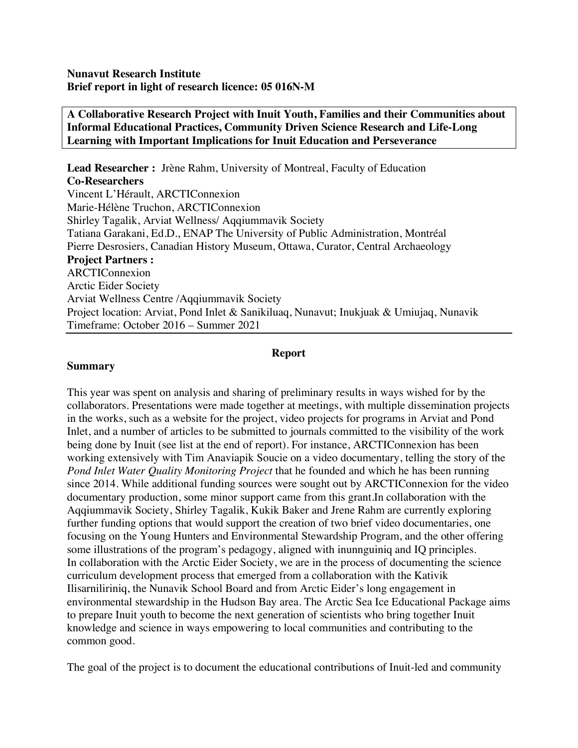**Nunavut Research Institute**
**Brief report in light of research licence: 05 016N-M**

**A Collaborative Research Project with Inuit Youth, Families and their Communities about Informal Educational Practices, Community Driven Science Research and Life-Long Learning with Important Implications for Inuit Education and Perseverance**

**Lead Researcher :** Jrène Rahm, University of Montreal, Faculty of Education
**Co-Researchers**
Vincent L'Hérault, ARCTIConnexion
Marie-Hélène Truchon, ARCTIConnexion
Shirley Tagalik, Arviat Wellness/ Aqqiummavik Society
Tatiana Garakani, Ed.D., ENAP The University of Public Administration, Montréal
Pierre Desrosiers, Canadian History Museum, Ottawa, Curator, Central Archaeology
**Project Partners :**
ARCTIConnexion
Arctic Eider Society
Arviat Wellness Centre /Aqqiummavik Society
Project location: Arviat, Pond Inlet & Sanikiluaq, Nunavut; Inukjuak & Umiujaq, Nunavik
Timeframe: October 2016 – Summer 2021

## Report

### Summary

This year was spent on analysis and sharing of preliminary results in ways wished for by the collaborators. Presentations were made together at meetings, with multiple dissemination projects in the works, such as a website for the project, video projects for programs in Arviat and Pond Inlet, and a number of articles to be submitted to journals committed to the visibility of the work being done by Inuit (see list at the end of report). For instance, ARCTIConnexion has been working extensively with Tim Anaviapik Soucie on a video documentary, telling the story of the *Pond Inlet Water Quality Monitoring Project* that he founded and which he has been running since 2014. While additional funding sources were sought out by ARCTIConnexion for the video documentary production, some minor support came from this grant.In collaboration with the Aqqiummavik Society, Shirley Tagalik, Kukik Baker and Jrene Rahm are currently exploring further funding options that would support the creation of two brief video documentaries, one focusing on the Young Hunters and Environmental Stewardship Program, and the other offering some illustrations of the program's pedagogy, aligned with inunnguiniq and IQ principles.
In collaboration with the Arctic Eider Society, we are in the process of documenting the science curriculum development process that emerged from a collaboration with the Kativik Ilisarniliriniq, the Nunavik School Board and from Arctic Eider's long engagement in environmental stewardship in the Hudson Bay area. The Arctic Sea Ice Educational Package aims to prepare Inuit youth to become the next generation of scientists who bring together Inuit knowledge and science in ways empowering to local communities and contributing to the common good.

The goal of the project is to document the educational contributions of Inuit-led and community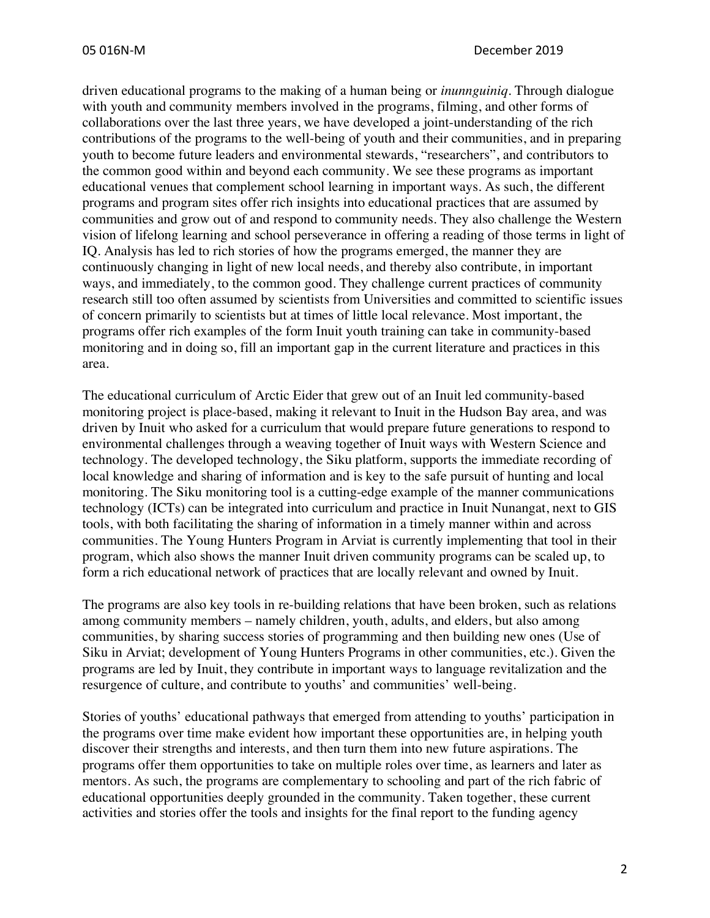driven educational programs to the making of a human being or *inunnguiniq*. Through dialogue with youth and community members involved in the programs, filming, and other forms of collaborations over the last three years, we have developed a joint-understanding of the rich contributions of the programs to the well-being of youth and their communities, and in preparing youth to become future leaders and environmental stewards, "researchers", and contributors to the common good within and beyond each community. We see these programs as important educational venues that complement school learning in important ways. As such, the different programs and program sites offer rich insights into educational practices that are assumed by communities and grow out of and respond to community needs. They also challenge the Western vision of lifelong learning and school perseverance in offering a reading of those terms in light of IQ. Analysis has led to rich stories of how the programs emerged, the manner they are continuously changing in light of new local needs, and thereby also contribute, in important ways, and immediately, to the common good. They challenge current practices of community research still too often assumed by scientists from Universities and committed to scientific issues of concern primarily to scientists but at times of little local relevance. Most important, the programs offer rich examples of the form Inuit youth training can take in community-based monitoring and in doing so, fill an important gap in the current literature and practices in this area.

The educational curriculum of Arctic Eider that grew out of an Inuit led community-based monitoring project is place-based, making it relevant to Inuit in the Hudson Bay area, and was driven by Inuit who asked for a curriculum that would prepare future generations to respond to environmental challenges through a weaving together of Inuit ways with Western Science and technology. The developed technology, the Siku platform, supports the immediate recording of local knowledge and sharing of information and is key to the safe pursuit of hunting and local monitoring. The Siku monitoring tool is a cutting-edge example of the manner communications technology (ICTs) can be integrated into curriculum and practice in Inuit Nunangat, next to GIS tools, with both facilitating the sharing of information in a timely manner within and across communities. The Young Hunters Program in Arviat is currently implementing that tool in their program, which also shows the manner Inuit driven community programs can be scaled up, to form a rich educational network of practices that are locally relevant and owned by Inuit.

The programs are also key tools in re-building relations that have been broken, such as relations among community members – namely children, youth, adults, and elders, but also among communities, by sharing success stories of programming and then building new ones (Use of Siku in Arviat; development of Young Hunters Programs in other communities, etc.). Given the programs are led by Inuit, they contribute in important ways to language revitalization and the resurgence of culture, and contribute to youths' and communities' well-being.

Stories of youths' educational pathways that emerged from attending to youths' participation in the programs over time make evident how important these opportunities are, in helping youth discover their strengths and interests, and then turn them into new future aspirations. The programs offer them opportunities to take on multiple roles over time, as learners and later as mentors. As such, the programs are complementary to schooling and part of the rich fabric of educational opportunities deeply grounded in the community. Taken together, these current activities and stories offer the tools and insights for the final report to the funding agency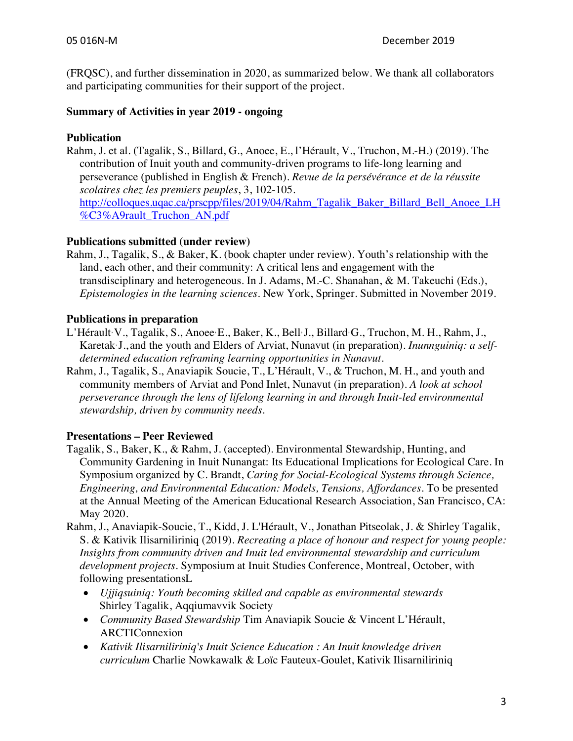(FRQSC), and further dissemination in 2020, as summarized below. We thank all collaborators and participating communities for their support of the project.

**Summary of Activities in year 2019 - ongoing**

**Publication**

Rahm, J. et al. (Tagalik, S., Billard, G., Anoee, E., l'Hérault, V., Truchon, M.-H.) (2019). The contribution of Inuit youth and community-driven programs to life-long learning and perseverance (published in English & French). *Revue de la persévérance et de la réussite scolaires chez les premiers peuples*, 3, 102-105. http://colloques.uqac.ca/prscpp/files/2019/04/Rahm_Tagalik_Baker_Billard_Bell_Anoee_LH%C3%A9rault_Truchon_AN.pdf

**Publications submitted (under review)**

Rahm, J., Tagalik, S., & Baker, K. (book chapter under review). Youth's relationship with the land, each other, and their community: A critical lens and engagement with the transdisciplinary and heterogeneous. In J. Adams, M.-C. Shanahan, & M. Takeuchi (Eds.), *Epistemologies in the learning sciences*. New York, Springer. Submitted in November 2019.

**Publications in preparation**

L'Hérault, V., Tagalik, S., Anoee, E., Baker, K., Bell, J., Billard, G., Truchon, M. H., Rahm, J., Karetak, J., and the youth and Elders of Arviat, Nunavut (in preparation). *Inunnguiniq: a self-determined education reframing learning opportunities in Nunavut*.

Rahm, J., Tagalik, S., Anaviapik Soucie, T., L'Hérault, V., & Truchon, M. H., and youth and community members of Arviat and Pond Inlet, Nunavut (in preparation). *A look at school perseverance through the lens of lifelong learning in and through Inuit-led environmental stewardship, driven by community needs*.

**Presentations – Peer Reviewed**

Tagalik, S., Baker, K., & Rahm, J. (accepted). Environmental Stewardship, Hunting, and Community Gardening in Inuit Nunangat: Its Educational Implications for Ecological Care. In Symposium organized by C. Brandt, *Caring for Social-Ecological Systems through Science, Engineering, and Environmental Education: Models, Tensions, Affordances*. To be presented at the Annual Meeting of the American Educational Research Association, San Francisco, CA: May 2020.

Rahm, J., Anaviapik-Soucie, T., Kidd, J. L'Hérault, V., Jonathan Pitseolak, J. & Shirley Tagalik, S. & Kativik Ilisarniliriniq (2019). *Recreating a place of honour and respect for young people: Insights from community driven and Inuit led environmental stewardship and curriculum development projects*. Symposium at Inuit Studies Conference, Montreal, October, with following presentationsL

- *Ujjiqsuiniq: Youth becoming skilled and capable as environmental stewards* Shirley Tagalik, Aqqiumavvik Society
- *Community Based Stewardship* Tim Anaviapik Soucie & Vincent L'Hérault, ARCTIConnexion
- *Kativik Ilisarniliriniq's Inuit Science Education : An Inuit knowledge driven curriculum* Charlie Nowkawalk & Loïc Fauteux-Goulet, Kativik Ilisarniliriniq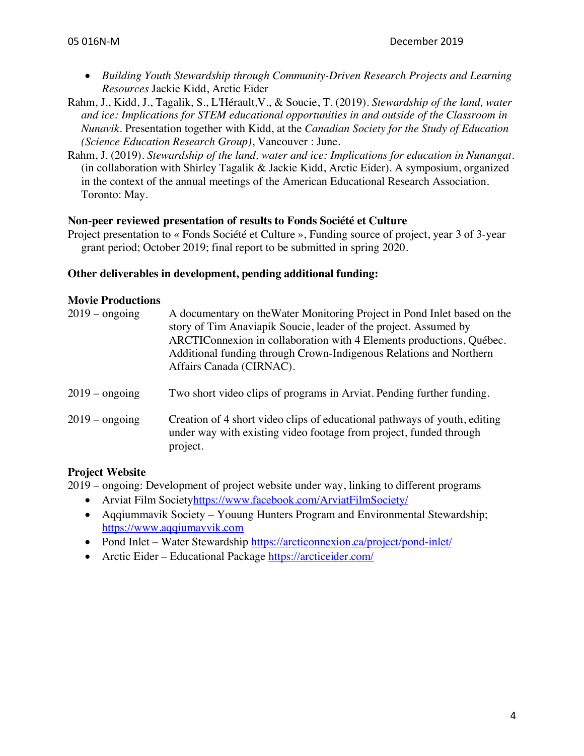- *Building Youth Stewardship through Community-Driven Research Projects and Learning Resources* Jackie Kidd, Arctic Eider

Rahm, J., Kidd, J., Tagalik, S., L'Hérault,V., & Soucie, T. (2019). *Stewardship of the land, water and ice: Implications for STEM educational opportunities in and outside of the Classroom in Nunavik*. Presentation together with Kidd, at the *Canadian Society for the Study of Education (Science Education Research Group)*, Vancouver : June.

Rahm, J. (2019). *Stewardship of the land, water and ice: Implications for education in Nunangat*. (in collaboration with Shirley Tagalik & Jackie Kidd, Arctic Eider). A symposium, organized in the context of the annual meetings of the American Educational Research Association. Toronto: May.

**Non-peer reviewed presentation of results to Fonds Société et Culture**

Project presentation to « Fonds Société et Culture », Funding source of project, year 3 of 3-year grant period; October 2019; final report to be submitted in spring 2020.

**Other deliverables in development, pending additional funding:**

**Movie Productions**

| | |
|---|---|
| 2019 – ongoing | A documentary on theWater Monitoring Project in Pond Inlet based on the story of Tim Anaviapik Soucie, leader of the project. Assumed by ARCTIConnexion in collaboration with 4 Elements productions, Québec. Additional funding through Crown-Indigenous Relations and Northern Affairs Canada (CIRNAC). |
| 2019 – ongoing | Two short video clips of programs in Arviat. Pending further funding. |
| 2019 – ongoing | Creation of 4 short video clips of educational pathways of youth, editing under way with existing video footage from project, funded through project. |

**Project Website**

2019 – ongoing: Development of project website under way, linking to different programs

- Arviat Film Society[https://www.facebook.com/ArviatFilmSociety/](https://www.facebook.com/ArviatFilmSociety/)
- Aqqiummavik Society – Youung Hunters Program and Environmental Stewardship; [https://www.aqqiumavvik.com](https://www.aqqiumavvik.com)
- Pond Inlet – Water Stewardship [https://arcticonnexion.ca/project/pond-inlet/](https://arcticonnexion.ca/project/pond-inlet/)
- Arctic Eider – Educational Package [https://arcticeider.com/](https://arcticeider.com/)